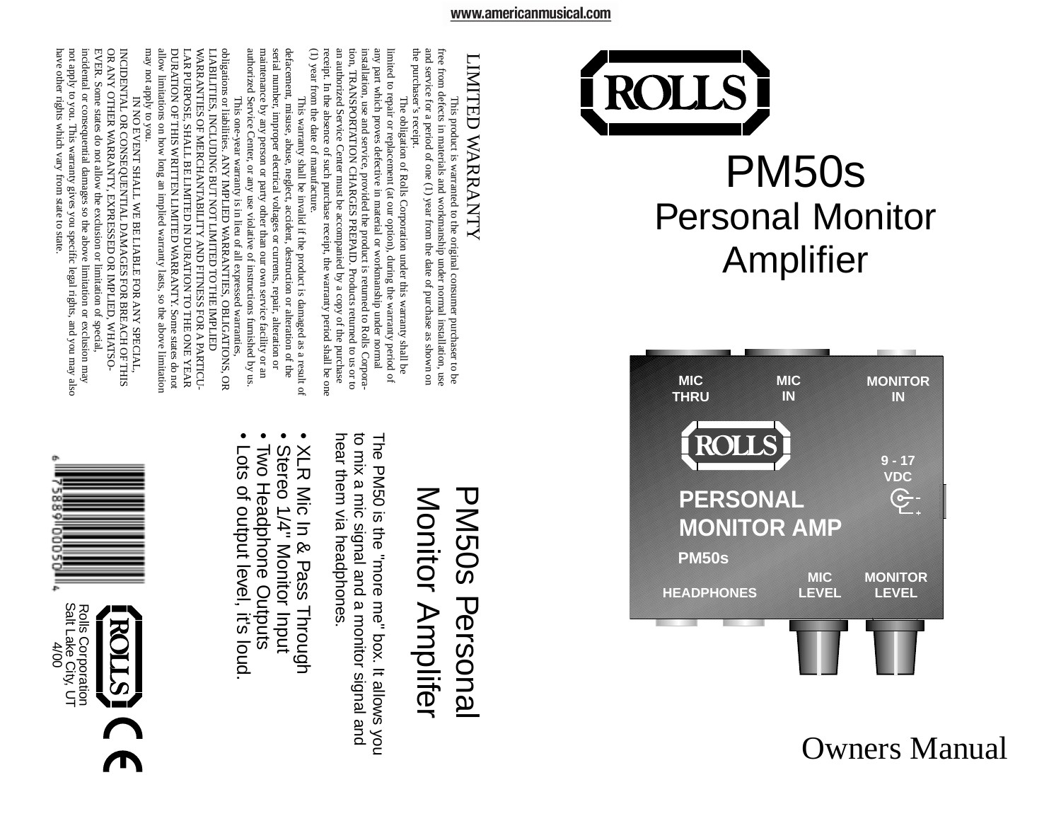www.americanmusical.com

# ROLLS

# PM50s
## Personal Monitor Amplifier

MIC THRU | MIC IN | MONITOR IN

ROLLS

9 - 17 VDC

PERSONAL MONITOR AMP

PM50s

HEADPHONES | MIC LEVEL | MONITOR LEVEL

Owners Manual

## PM50s Personal Monitor Amplifer

The PM50 is the "more me" box. It allows you to mix a mic signal and a monitor signal and hear them via headphones.

- XLR Mic In & Pass Through
- Stereo 1/4" Monitor Input
- Two Headphone Outputs
- Lots of output level, it's loud.

Rolls Corporation
Salt Lake City, UT
4/00

## LIMITED WARRANTY

This product is warranted to the original consumer purchaser to be free from defects in materials and workmanship under normal installation, use and service for a period of one (1) year from the date of purchase as shown on the purchaser's receipt.

The obligation of Rolls Corporation under this warranty shall be limited to repair or replacement (at our option), during the warranty period of any part which proves defective in material or workmanship under normal installation, use and service, provided the product is returned to Rolls Corporation, TRANSPORTATION CHARGES PREPAID. Products returned to us or to an authorized Service Center must be accompanied by a copy of the purchase receipt. In the absence of such purchase receipt, the warranty period shall be one (1) year from the date of manufacture.

This warranty shall be invalid if the product is damaged as a result of defacement, misuse, abuse, neglect, accident, destruction or alteration of the serial number, improper electrical voltages or currents, repair, alteration or maintenance by any person or party other than our own service facility or an authorized Service Center, or any use violative of instructions furnished by us.

This one-year warranty is in lieu of all expressed warranties, obligations or liabilities. ANY IMPLIED WARRANTIES, OBLIGATIONS, OR LIABILITIES, INCLUDING BUT NOT LIMITED TO THE IMPLIED WARRANTIES OF MERCHANTABILITY AND FITNESS FOR A PARTICULAR PURPOSE, SHALL BE LIMITED IN DURATION TO THE ONE YEAR DURATION OF THIS WRITTEN LIMITED WARRANTY. Some states do not allow limitations on how long an implied warranty lasts, so the above limitation may not apply to you.

IN NO EVENT SHALL WE BE LIABLE FOR ANY SPECIAL, INCIDENTAL OR CONSEQUENTIAL DAMAGES FOR BREACH OF THIS OR ANY OTHER WARRANTY, EXPRESSED OR IMPLIED, WHATSOEVER. Some states do not allow the exclusion or limitation of special, incidental or consequential damages so the above limitation or exclusion may not apply to you. This warranty gives you specific legal rights, and you may also have other rights which vary from state to state.

6 75889 10005 4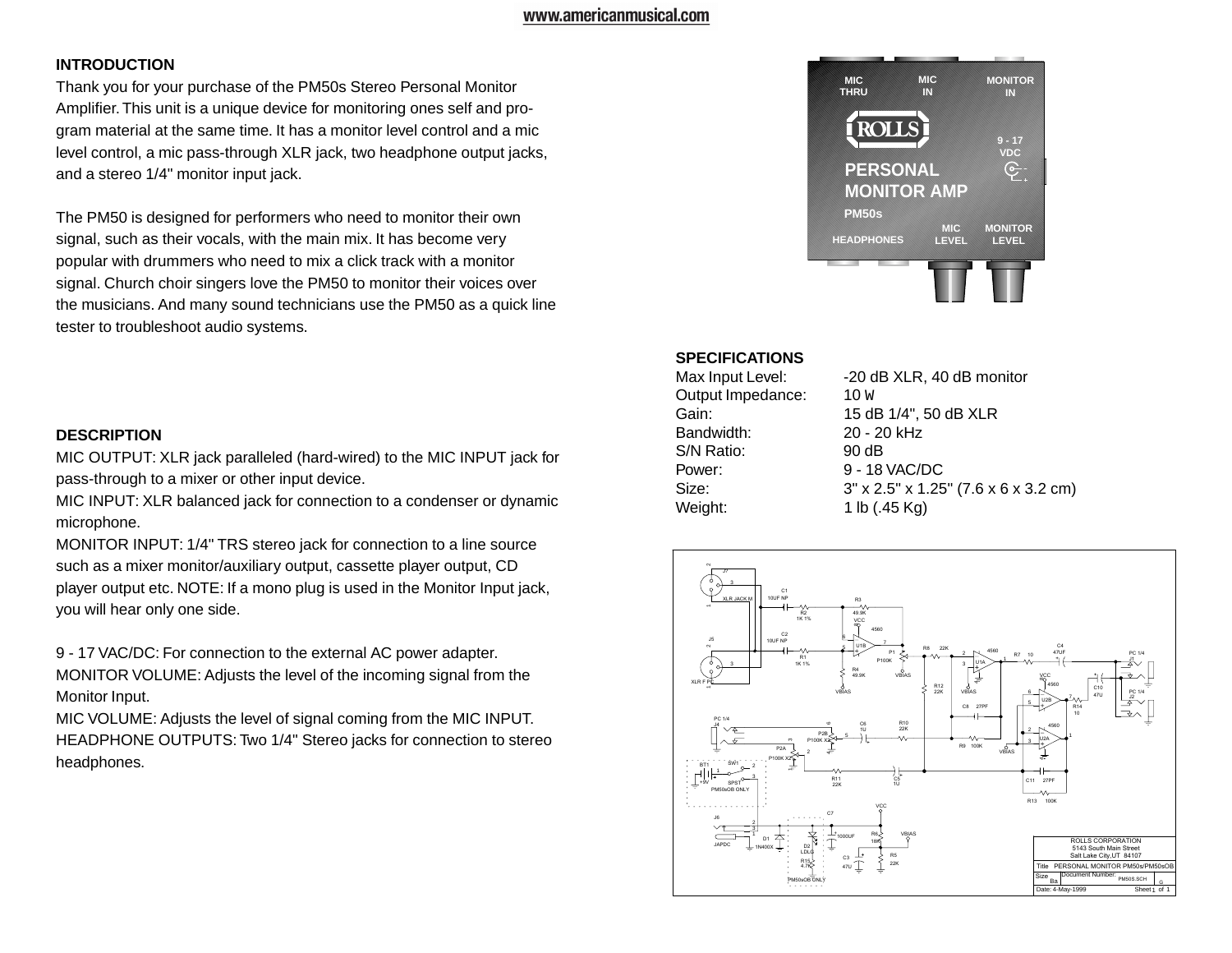## INTRODUCTION

Thank you for your purchase of the PM50s Stereo Personal Monitor Amplifier. This unit is a unique device for monitoring ones self and program material at the same time. It has a monitor level control and a mic level control, a mic pass-through XLR jack, two headphone output jacks, and a stereo 1/4" monitor input jack.

The PM50 is designed for performers who need to monitor their own signal, such as their vocals, with the main mix. It has become very popular with drummers who need to mix a click track with a monitor signal. Church choir singers love the PM50 to monitor their voices over the musicians. And many sound technicians use the PM50 as a quick line tester to troubleshoot audio systems.

## DESCRIPTION

MIC OUTPUT: XLR jack paralleled (hard-wired) to the MIC INPUT jack for pass-through to a mixer or other input device.

MIC INPUT: XLR balanced jack for connection to a condenser or dynamic microphone.

MONITOR INPUT: 1/4" TRS stereo jack for connection to a line source such as a mixer monitor/auxiliary output, cassette player output, CD player output etc. NOTE: If a mono plug is used in the Monitor Input jack, you will hear only one side.

9 - 17 VAC/DC: For connection to the external AC power adapter.

MONITOR VOLUME: Adjusts the level of the incoming signal from the Monitor Input.

MIC VOLUME: Adjusts the level of signal coming from the MIC INPUT.

HEADPHONE OUTPUTS: Two 1/4" Stereo jacks for connection to stereo headphones.

## SPECIFICATIONS

| | |
|---|---|
| Max Input Level: | -20 dB XLR, 40 dB monitor |
| Output Impedance: | 10 W |
| Gain: | 15 dB 1/4", 50 dB XLR |
| Bandwidth: | 20 - 20 kHz |
| S/N Ratio: | 90 dB |
| Power: | 9 - 18 VAC/DC |
| Size: | 3" x 2.5" x 1.25" (7.6 x 6 x 3.2 cm) |
| Weight: | 1 lb (.45 Kg) |